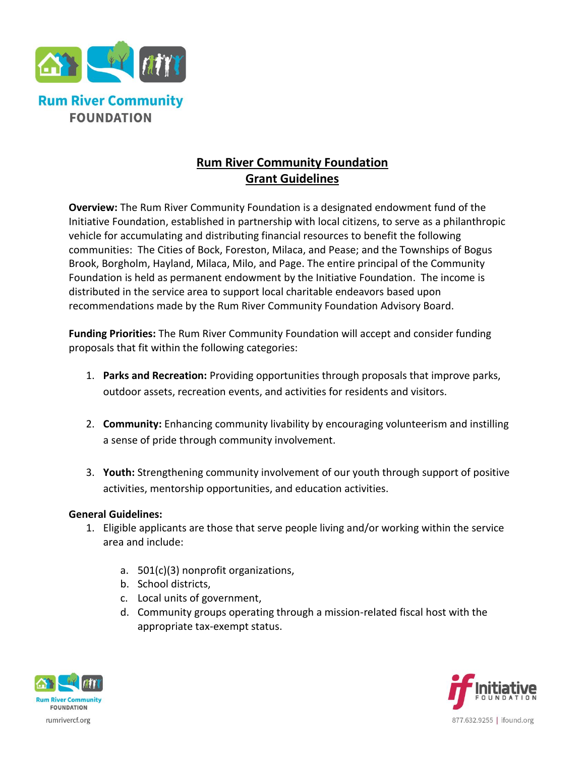# Rum River Community Foundation Grant Guidelines

**Overview:** The Rum River Community Foundation is a designated endowment fund of the Initiative Foundation, established in partnership with local citizens, to serve as a philanthropic vehicle for accumulating and distributing financial resources to benefit the following communities: The Cities of Bock, Foreston, Milaca, and Pease; and the Townships of Bogus Brook, Borgholm, Hayland, Milaca, Milo, and Page. The entire principal of the Community Foundation is held as permanent endowment by the Initiative Foundation. The income is distributed in the service area to support local charitable endeavors based upon recommendations made by the Rum River Community Foundation Advisory Board.

**Funding Priorities:** The Rum River Community Foundation will accept and consider funding proposals that fit within the following categories:

1. **Parks and Recreation:** Providing opportunities through proposals that improve parks, outdoor assets, recreation events, and activities for residents and visitors.

2. **Community:** Enhancing community livability by encouraging volunteerism and instilling a sense of pride through community involvement.

3. **Youth:** Strengthening community involvement of our youth through support of positive activities, mentorship opportunities, and education activities.

**General Guidelines:**

1. Eligible applicants are those that serve people living and/or working within the service area and include:

   a. 501(c)(3) nonprofit organizations,
   b. School districts,
   c. Local units of government,
   d. Community groups operating through a mission-related fiscal host with the appropriate tax-exempt status.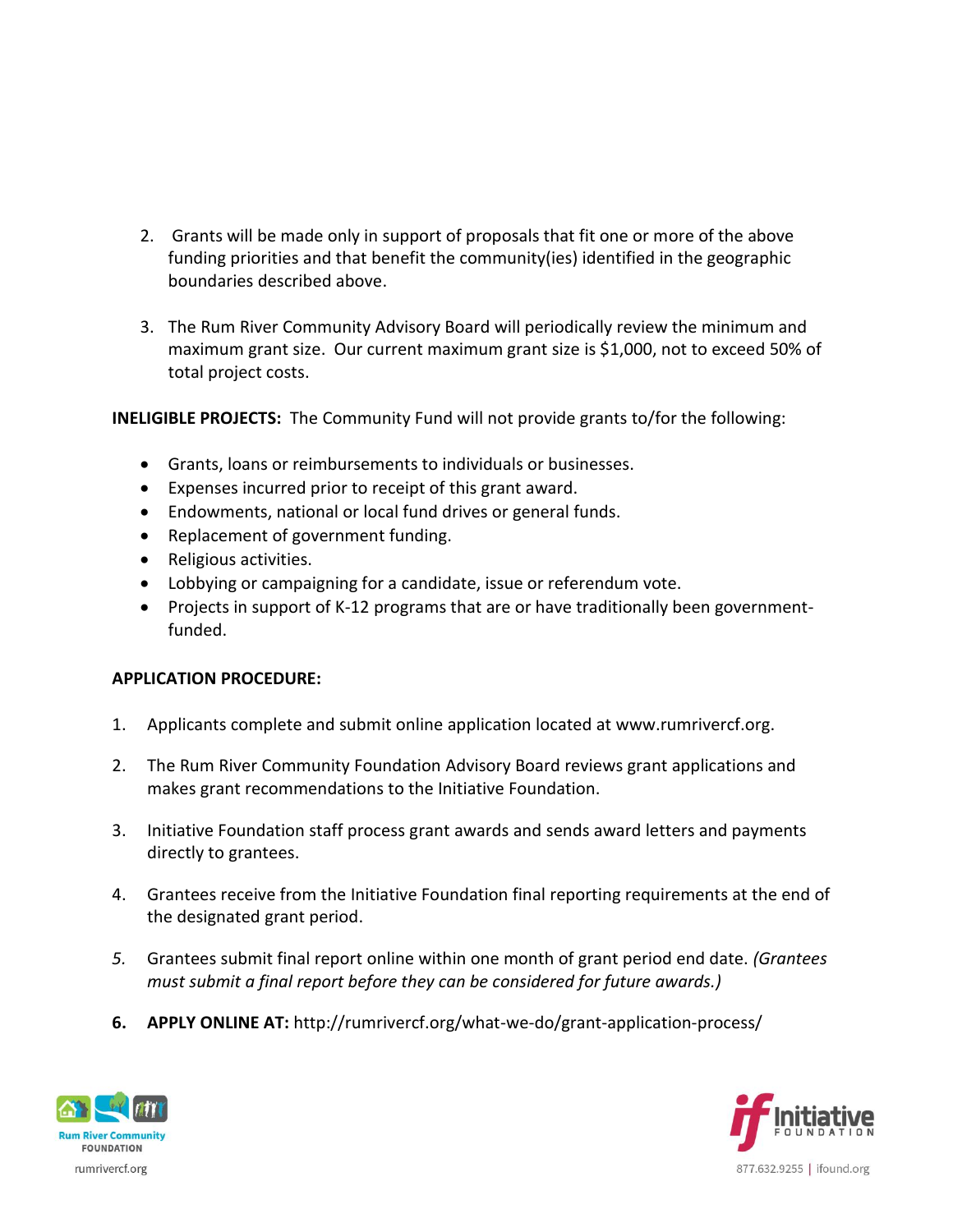2. Grants will be made only in support of proposals that fit one or more of the above funding priorities and that benefit the community(ies) identified in the geographic boundaries described above.

3. The Rum River Community Advisory Board will periodically review the minimum and maximum grant size. Our current maximum grant size is $1,000, not to exceed 50% of total project costs.

**INELIGIBLE PROJECTS:** The Community Fund will not provide grants to/for the following:

- Grants, loans or reimbursements to individuals or businesses.
- Expenses incurred prior to receipt of this grant award.
- Endowments, national or local fund drives or general funds.
- Replacement of government funding.
- Religious activities.
- Lobbying or campaigning for a candidate, issue or referendum vote.
- Projects in support of K-12 programs that are or have traditionally been government-funded.

**APPLICATION PROCEDURE:**

1. Applicants complete and submit online application located at www.rumrivercf.org.

2. The Rum River Community Foundation Advisory Board reviews grant applications and makes grant recommendations to the Initiative Foundation.

3. Initiative Foundation staff process grant awards and sends award letters and payments directly to grantees.

4. Grantees receive from the Initiative Foundation final reporting requirements at the end of the designated grant period.

5. Grantees submit final report online within one month of grant period end date. *(Grantees must submit a final report before they can be considered for future awards.)*

6. **APPLY ONLINE AT:** http://rumrivercf.org/what-we-do/grant-application-process/

Rum River Community FOUNDATION
rumrivercf.org

Initiative FOUNDATION
877.632.9255 | ifound.org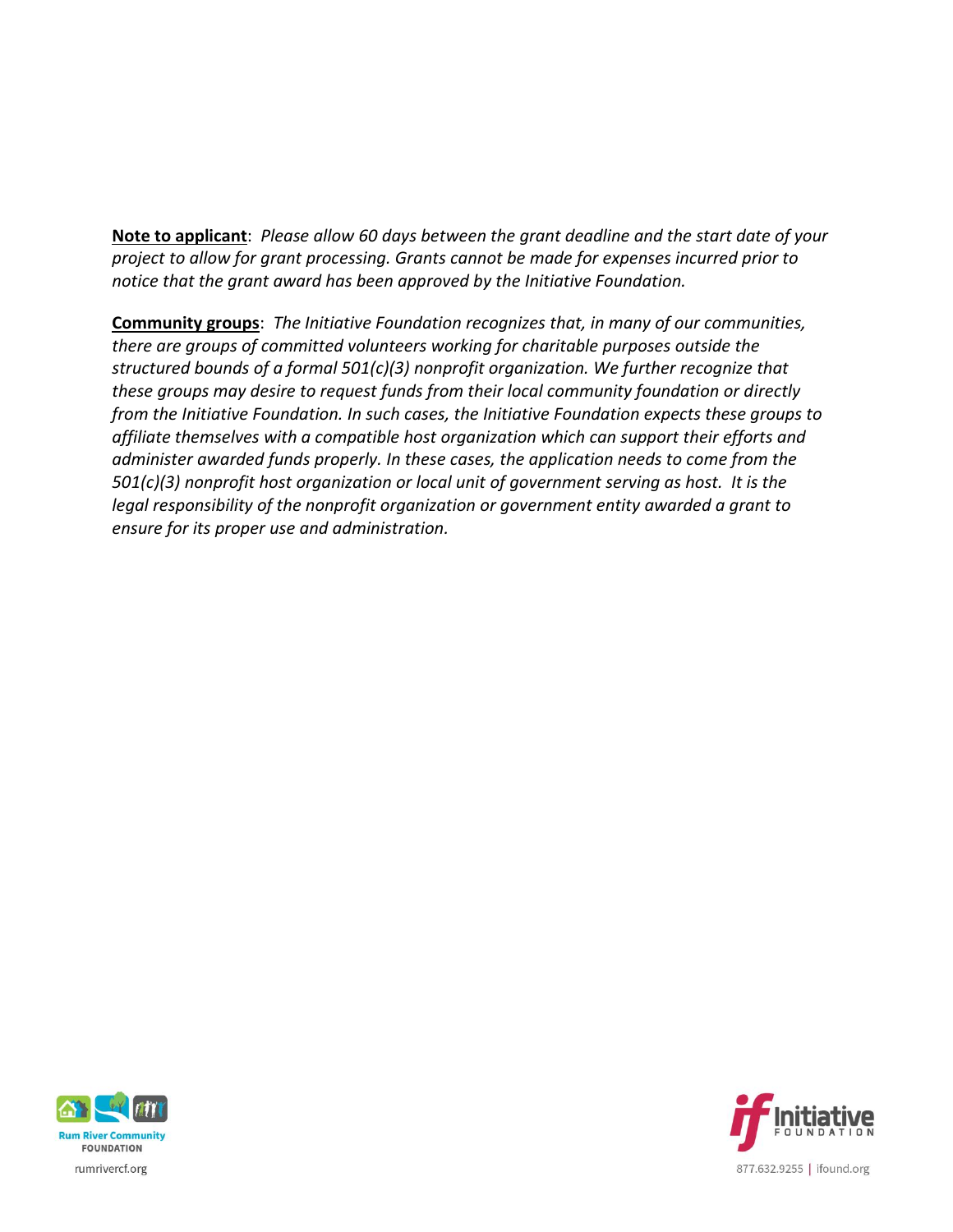**Note to applicant**: *Please allow 60 days between the grant deadline and the start date of your project to allow for grant processing. Grants cannot be made for expenses incurred prior to notice that the grant award has been approved by the Initiative Foundation.*

**Community groups**: *The Initiative Foundation recognizes that, in many of our communities, there are groups of committed volunteers working for charitable purposes outside the structured bounds of a formal 501(c)(3) nonprofit organization. We further recognize that these groups may desire to request funds from their local community foundation or directly from the Initiative Foundation. In such cases, the Initiative Foundation expects these groups to affiliate themselves with a compatible host organization which can support their efforts and administer awarded funds properly. In these cases, the application needs to come from the 501(c)(3) nonprofit host organization or local unit of government serving as host. It is the legal responsibility of the nonprofit organization or government entity awarded a grant to ensure for its proper use and administration.*

Rum River Community FOUNDATION

rumrivercf.org

Initiative FOUNDATION

877.632.9255 | ifound.org